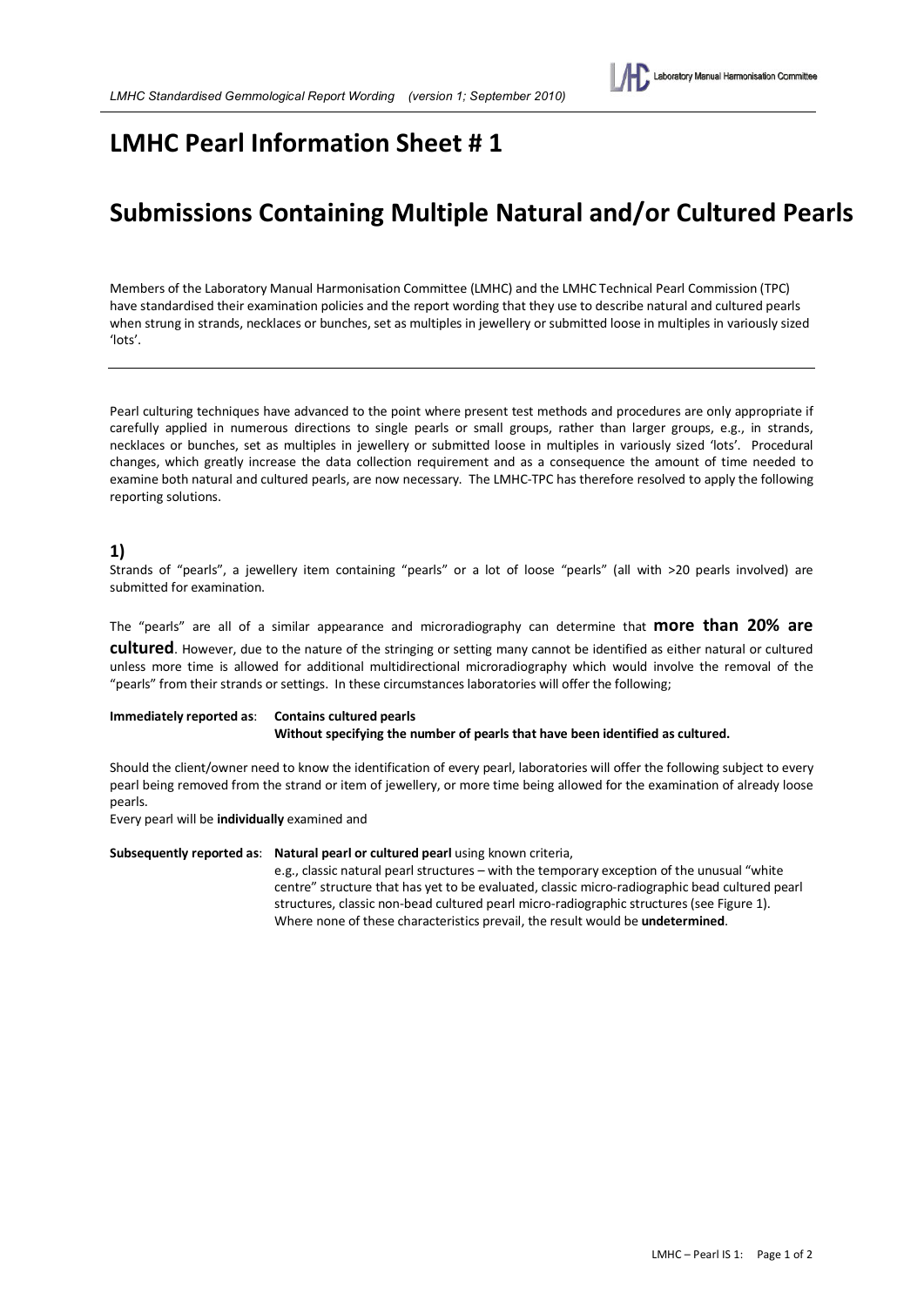# LMHC Pearl Information Sheet # 1

# Submissions Containing Multiple Natural and/or Cultured Pearls

Members of the Laboratory Manual Harmonisation Committee (LMHC) and the LMHC Technical Pearl Commission (TPC) have standardised their examination policies and the report wording that they use to describe natural and cultured pearls when strung in strands, necklaces or bunches, set as multiples in jewellery or submitted loose in multiples in variously sized 'lots'.

---

Pearl culturing techniques have advanced to the point where present test methods and procedures are only appropriate if carefully applied in numerous directions to single pearls or small groups, rather than larger groups, e.g., in strands, necklaces or bunches, set as multiples in jewellery or submitted loose in multiples in variously sized 'lots'. Procedural changes, which greatly increase the data collection requirement and as a consequence the amount of time needed to examine both natural and cultured pearls, are now necessary. The LMHC-TPC has therefore resolved to apply the following reporting solutions.

## 1)

Strands of "pearls", a jewellery item containing "pearls" or a lot of loose "pearls" (all with >20 pearls involved) are submitted for examination.

The "pearls" are all of a similar appearance and microradiography can determine that **more than 20% are cultured**. However, due to the nature of the stringing or setting many cannot be identified as either natural or cultured unless more time is allowed for additional multidirectional microradiography which would involve the removal of the "pearls" from their strands or settings. In these circumstances laboratories will offer the following;

**Immediately reported as**: **Contains cultured pearls**
**Without specifying the number of pearls that have been identified as cultured.**

Should the client/owner need to know the identification of every pearl, laboratories will offer the following subject to every pearl being removed from the strand or item of jewellery, or more time being allowed for the examination of already loose pearls.

Every pearl will be **individually** examined and

**Subsequently reported as**: **Natural pearl or cultured pearl** using known criteria, e.g., classic natural pearl structures – with the temporary exception of the unusual "white centre" structure that has yet to be evaluated, classic micro-radiographic bead cultured pearl structures, classic non-bead cultured pearl micro-radiographic structures (see Figure 1). Where none of these characteristics prevail, the result would be **undetermined**.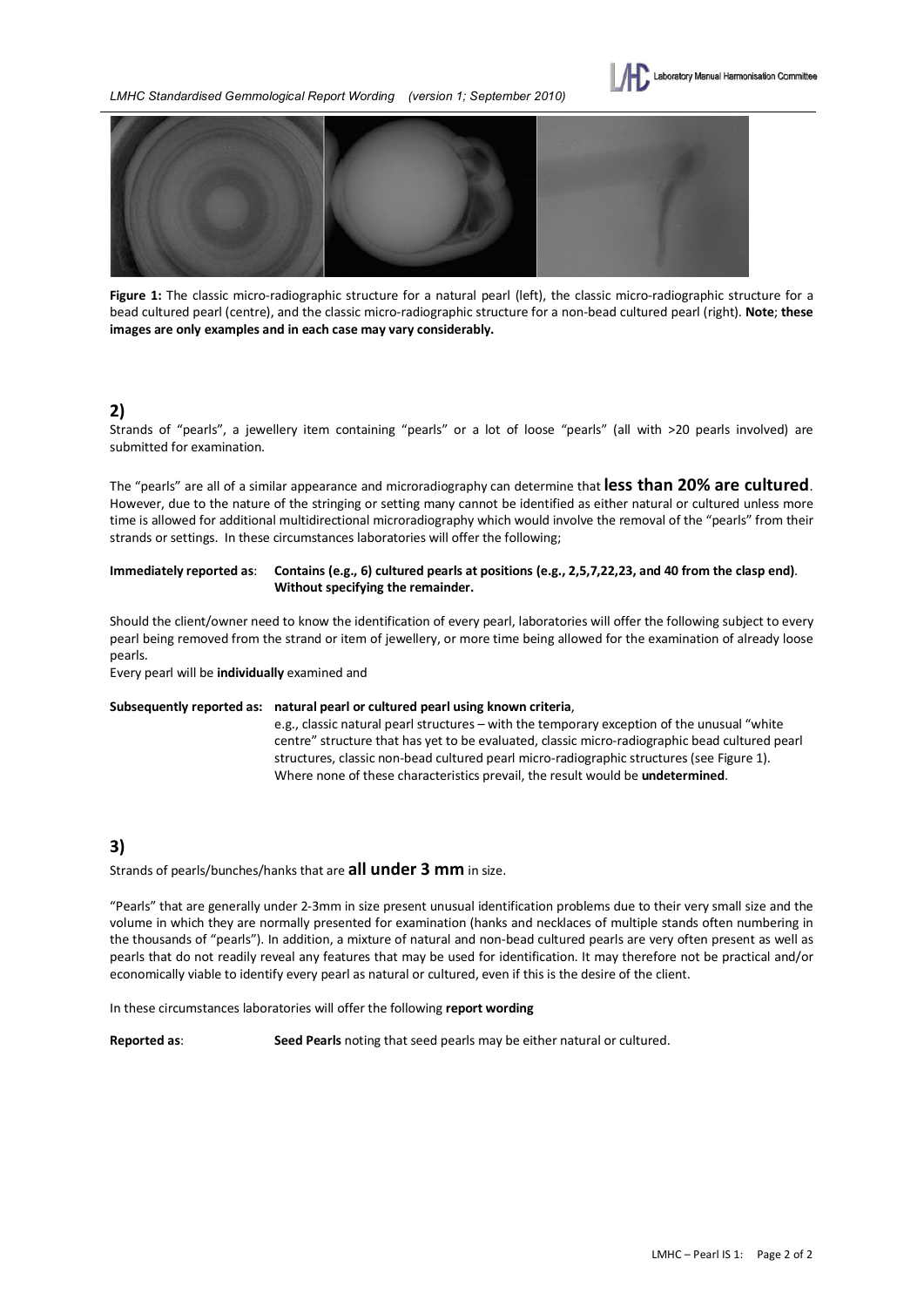**Figure 1:** The classic micro-radiographic structure for a natural pearl (left), the classic micro-radiographic structure for a bead cultured pearl (centre), and the classic micro-radiographic structure for a non-bead cultured pearl (right). **Note**; **these images are only examples and in each case may vary considerably.**

## 2)

Strands of "pearls", a jewellery item containing "pearls" or a lot of loose "pearls" (all with >20 pearls involved) are submitted for examination.

The "pearls" are all of a similar appearance and microradiography can determine that **less than 20% are cultured**. However, due to the nature of the stringing or setting many cannot be identified as either natural or cultured unless more time is allowed for additional multidirectional microradiography which would involve the removal of the "pearls" from their strands or settings. In these circumstances laboratories will offer the following;

**Immediately reported as**: **Contains (e.g., 6) cultured pearls at positions (e.g., 2,5,7,22,23, and 40 from the clasp end)**. **Without specifying the remainder.**

Should the client/owner need to know the identification of every pearl, laboratories will offer the following subject to every pearl being removed from the strand or item of jewellery, or more time being allowed for the examination of already loose pearls.

Every pearl will be **individually** examined and

**Subsequently reported as: natural pearl or cultured pearl using known criteria**,

e.g., classic natural pearl structures – with the temporary exception of the unusual "white centre" structure that has yet to be evaluated, classic micro-radiographic bead cultured pearl structures, classic non-bead cultured pearl micro-radiographic structures (see Figure 1). Where none of these characteristics prevail, the result would be **undetermined**.

## 3)

Strands of pearls/bunches/hanks that are **all under 3 mm** in size.

"Pearls" that are generally under 2-3mm in size present unusual identification problems due to their very small size and the volume in which they are normally presented for examination (hanks and necklaces of multiple stands often numbering in the thousands of "pearls"). In addition, a mixture of natural and non-bead cultured pearls are very often present as well as pearls that do not readily reveal any features that may be used for identification. It may therefore not be practical and/or economically viable to identify every pearl as natural or cultured, even if this is the desire of the client.

In these circumstances laboratories will offer the following **report wording**

**Reported as**: **Seed Pearls** noting that seed pearls may be either natural or cultured.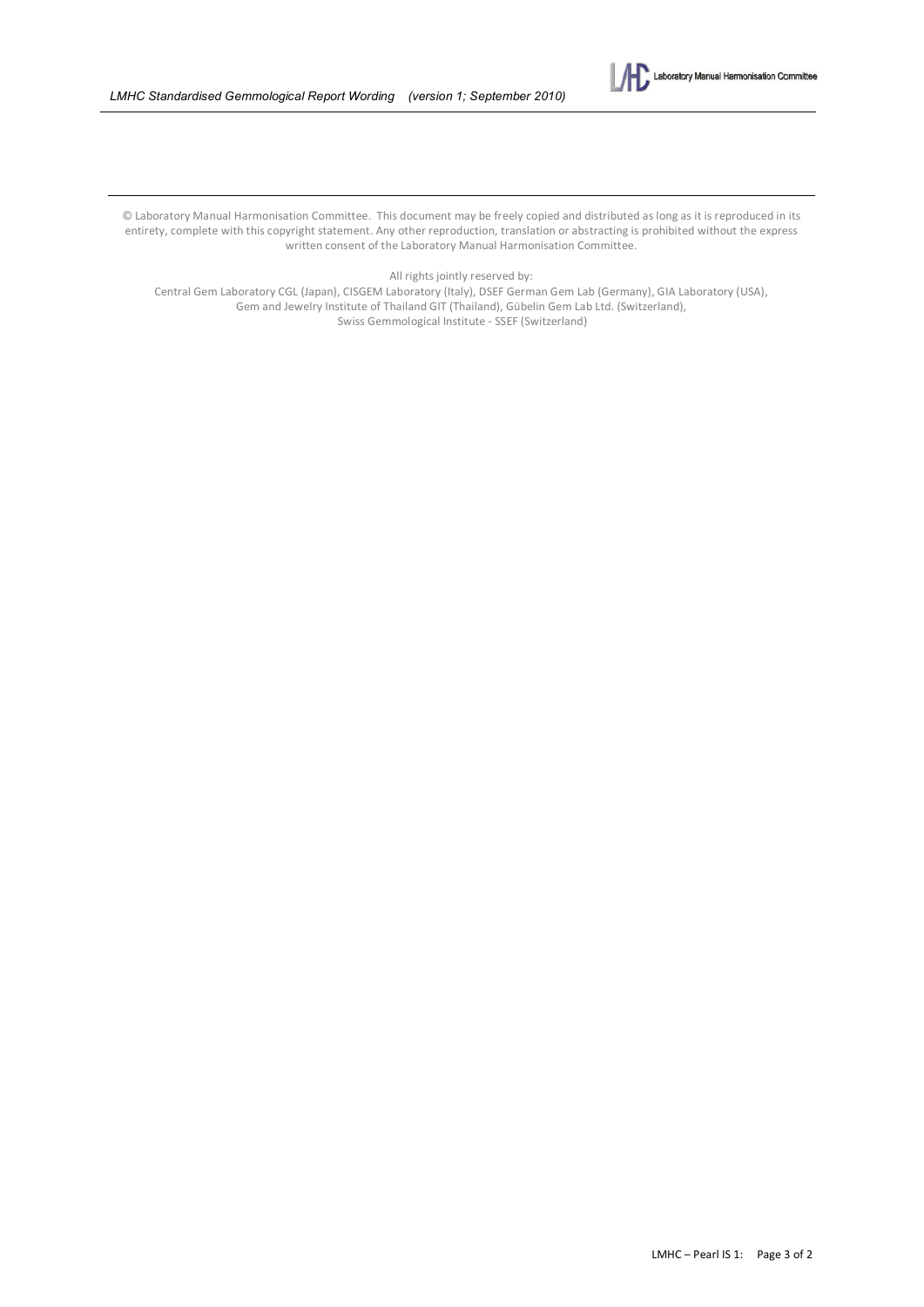© Laboratory Manual Harmonisation Committee. This document may be freely copied and distributed as long as it is reproduced in its entirety, complete with this copyright statement. Any other reproduction, translation or abstracting is prohibited without the express written consent of the Laboratory Manual Harmonisation Committee.

All rights jointly reserved by:
Central Gem Laboratory CGL (Japan), CISGEM Laboratory (Italy), DSEF German Gem Lab (Germany), GIA Laboratory (USA), Gem and Jewelry Institute of Thailand GIT (Thailand), Gübelin Gem Lab Ltd. (Switzerland), Swiss Gemmological Institute - SSEF (Switzerland)